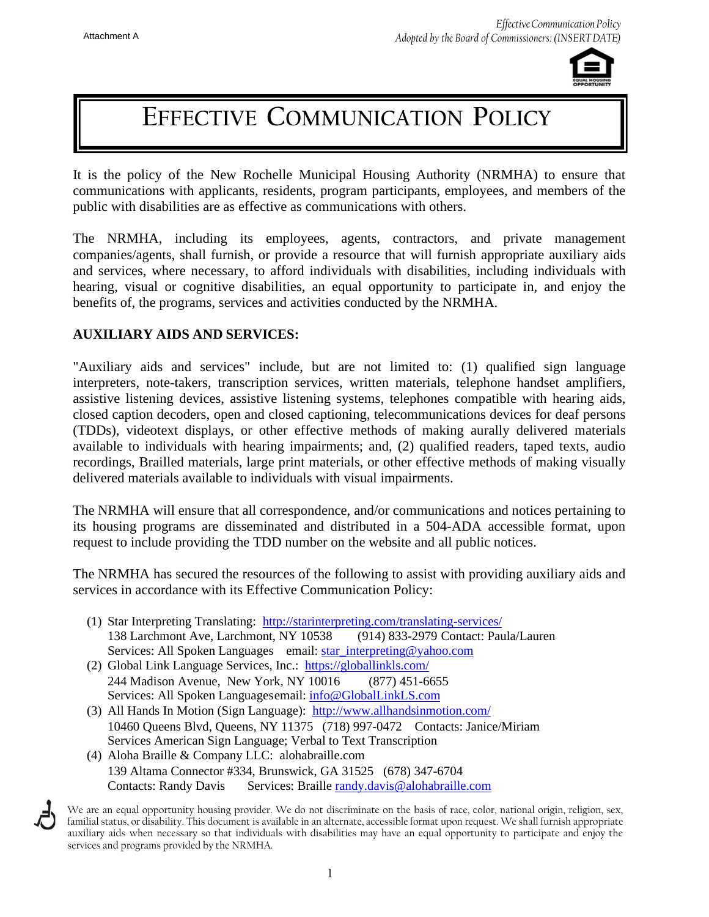Attachment A

*Effective Communication Policy*
*Adopted by the Board of Commissioners: (INSERT DATE)*

# EFFECTIVE COMMUNICATION POLICY

It is the policy of the New Rochelle Municipal Housing Authority (NRMHA) to ensure that communications with applicants, residents, program participants, employees, and members of the public with disabilities are as effective as communications with others.

The NRMHA, including its employees, agents, contractors, and private management companies/agents, shall furnish, or provide a resource that will furnish appropriate auxiliary aids and services, where necessary, to afford individuals with disabilities, including individuals with hearing, visual or cognitive disabilities, an equal opportunity to participate in, and enjoy the benefits of, the programs, services and activities conducted by the NRMHA.

**AUXILIARY AIDS AND SERVICES:**

"Auxiliary aids and services" include, but are not limited to: (1) qualified sign language interpreters, note-takers, transcription services, written materials, telephone handset amplifiers, assistive listening devices, assistive listening systems, telephones compatible with hearing aids, closed caption decoders, open and closed captioning, telecommunications devices for deaf persons (TDDs), videotext displays, or other effective methods of making aurally delivered materials available to individuals with hearing impairments; and, (2) qualified readers, taped texts, audio recordings, Brailled materials, large print materials, or other effective methods of making visually delivered materials available to individuals with visual impairments.

The NRMHA will ensure that all correspondence, and/or communications and notices pertaining to its housing programs are disseminated and distributed in a 504-ADA accessible format, upon request to include providing the TDD number on the website and all public notices.

The NRMHA has secured the resources of the following to assist with providing auxiliary aids and services in accordance with its Effective Communication Policy:

(1) Star Interpreting Translating: http://starinterpreting.com/translating-services/
138 Larchmont Ave, Larchmont, NY 10538 (914) 833-2979 Contact: Paula/Lauren
Services: All Spoken Languages email: star_interpreting@yahoo.com

(2) Global Link Language Services, Inc.: https://globallinkls.com/
244 Madison Avenue, New York, NY 10016 (877) 451-6655
Services: All Spoken Languages email: info@GlobalLinkLS.com

(3) All Hands In Motion (Sign Language): http://www.allhandsinmotion.com/
10460 Queens Blvd, Queens, NY 11375 (718) 997-0472 Contacts: Janice/Miriam
Services American Sign Language; Verbal to Text Transcription

(4) Aloha Braille & Company LLC: alohabraille.com
139 Altama Connector #334, Brunswick, GA 31525 (678) 347-6704
Contacts: Randy Davis Services: Braille randy.davis@alohabraille.com

We are an equal opportunity housing provider. We do not discriminate on the basis of race, color, national origin, religion, sex, familial status, or disability. This document is available in an alternate, accessible format upon request. We shall furnish appropriate auxiliary aids when necessary so that individuals with disabilities may have an equal opportunity to participate and enjoy the services and programs provided by the NRMHA.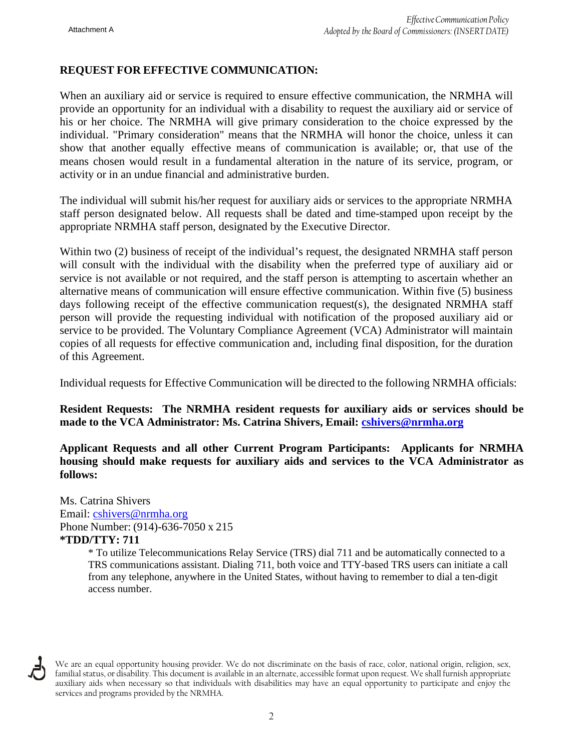## REQUEST FOR EFFECTIVE COMMUNICATION:

When an auxiliary aid or service is required to ensure effective communication, the NRMHA will provide an opportunity for an individual with a disability to request the auxiliary aid or service of his or her choice. The NRMHA will give primary consideration to the choice expressed by the individual. "Primary consideration" means that the NRMHA will honor the choice, unless it can show that another equally effective means of communication is available; or, that use of the means chosen would result in a fundamental alteration in the nature of its service, program, or activity or in an undue financial and administrative burden.

The individual will submit his/her request for auxiliary aids or services to the appropriate NRMHA staff person designated below. All requests shall be dated and time-stamped upon receipt by the appropriate NRMHA staff person, designated by the Executive Director.

Within two (2) business of receipt of the individual's request, the designated NRMHA staff person will consult with the individual with the disability when the preferred type of auxiliary aid or service is not available or not required, and the staff person is attempting to ascertain whether an alternative means of communication will ensure effective communication. Within five (5) business days following receipt of the effective communication request(s), the designated NRMHA staff person will provide the requesting individual with notification of the proposed auxiliary aid or service to be provided. The Voluntary Compliance Agreement (VCA) Administrator will maintain copies of all requests for effective communication and, including final disposition, for the duration of this Agreement.

Individual requests for Effective Communication will be directed to the following NRMHA officials:

**Resident Requests: The NRMHA resident requests for auxiliary aids or services should be made to the VCA Administrator: Ms. Catrina Shivers, Email: cshivers@nrmha.org**

**Applicant Requests and all other Current Program Participants: Applicants for NRMHA housing should make requests for auxiliary aids and services to the VCA Administrator as follows:**

Ms. Catrina Shivers
Email: cshivers@nrmha.org
Phone Number: (914)-636-7050 x 215
**\*TDD/TTY: 711**

> * To utilize Telecommunications Relay Service (TRS) dial 711 and be automatically connected to a TRS communications assistant. Dialing 711, both voice and TTY-based TRS users can initiate a call from any telephone, anywhere in the United States, without having to remember to dial a ten-digit access number.

We are an equal opportunity housing provider. We do not discriminate on the basis of race, color, national origin, religion, sex, familial status, or disability. This document is available in an alternate, accessible format upon request. We shall furnish appropriate auxiliary aids when necessary so that individuals with disabilities may have an equal opportunity to participate and enjoy the services and programs provided by the NRMHA.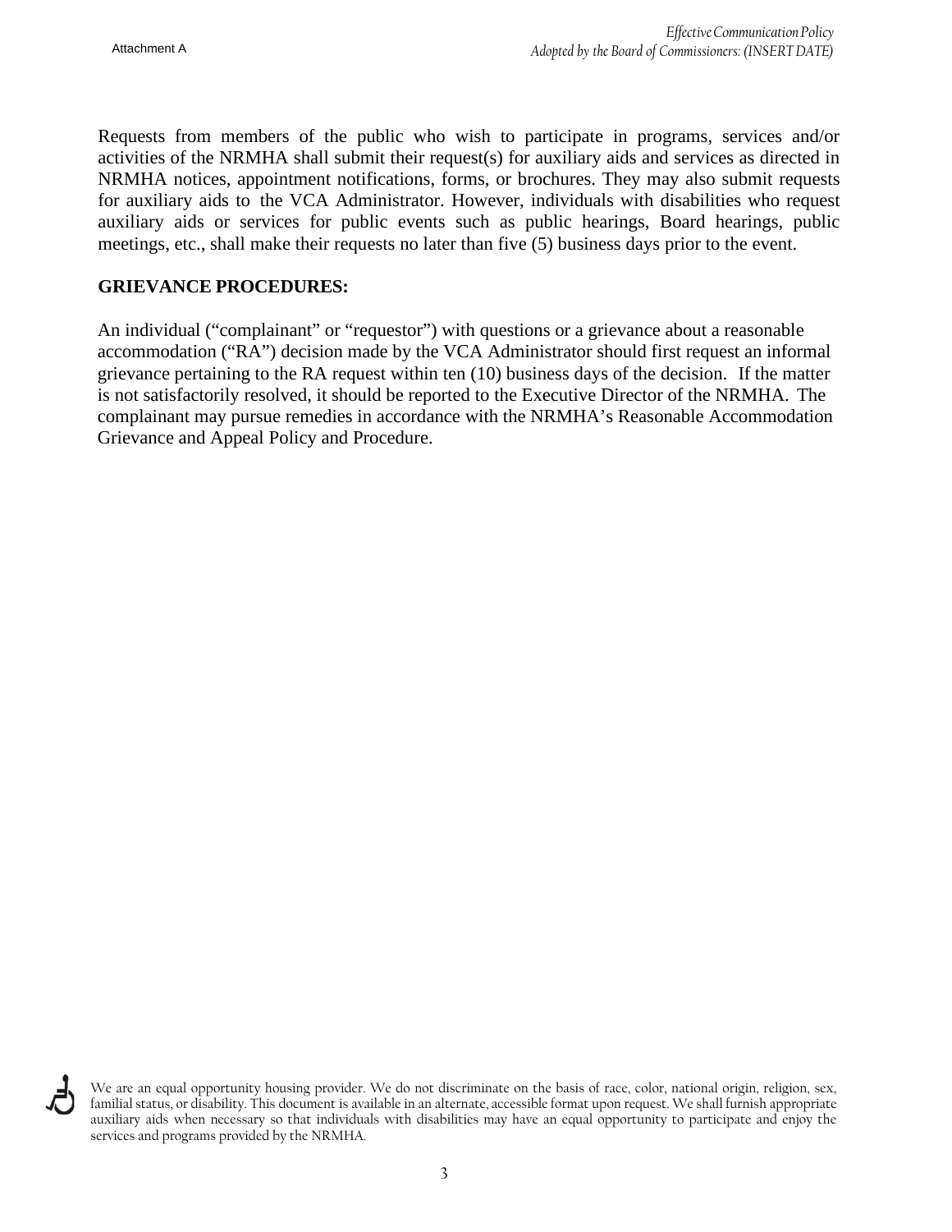Requests from members of the public who wish to participate in programs, services and/or activities of the NRMHA shall submit their request(s) for auxiliary aids and services as directed in NRMHA notices, appointment notifications, forms, or brochures. They may also submit requests for auxiliary aids to the VCA Administrator. However, individuals with disabilities who request auxiliary aids or services for public events such as public hearings, Board hearings, public meetings, etc., shall make their requests no later than five (5) business days prior to the event.

**GRIEVANCE PROCEDURES:**

An individual ("complainant" or "requestor") with questions or a grievance about a reasonable accommodation ("RA") decision made by the VCA Administrator should first request an informal grievance pertaining to the RA request within ten (10) business days of the decision. If the matter is not satisfactorily resolved, it should be reported to the Executive Director of the NRMHA. The complainant may pursue remedies in accordance with the NRMHA's Reasonable Accommodation Grievance and Appeal Policy and Procedure.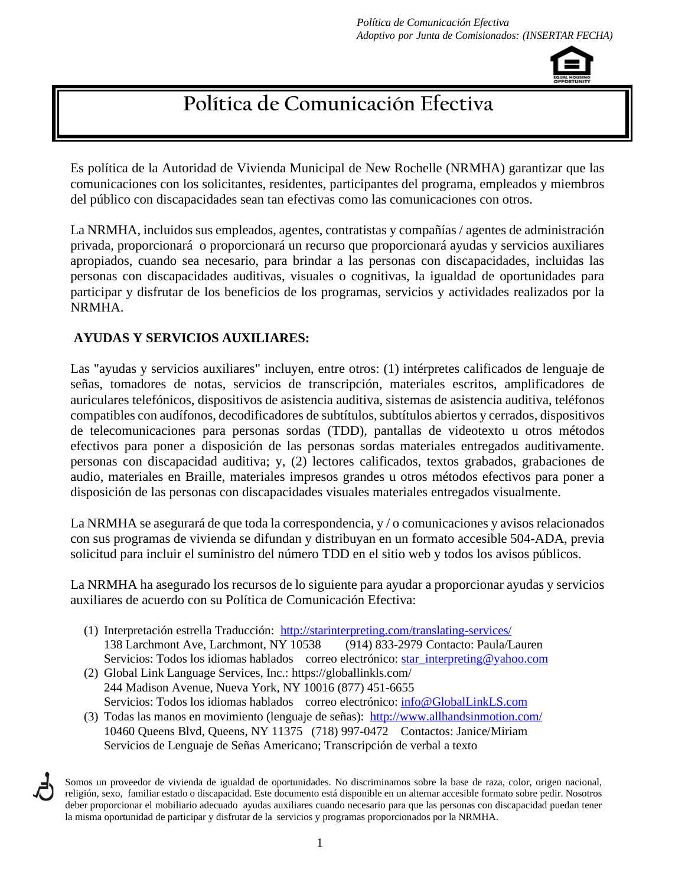# Política de Comunicación Efectiva

Es política de la Autoridad de Vivienda Municipal de New Rochelle (NRMHA) garantizar que las comunicaciones con los solicitantes, residentes, participantes del programa, empleados y miembros del público con discapacidades sean tan efectivas como las comunicaciones con otros.

La NRMHA, incluidos sus empleados, agentes, contratistas y compañías / agentes de administración privada, proporcionará o proporcionará un recurso que proporcionará ayudas y servicios auxiliares apropiados, cuando sea necesario, para brindar a las personas con discapacidades, incluidas las personas con discapacidades auditivas, visuales o cognitivas, la igualdad de oportunidades para participar y disfrutar de los beneficios de los programas, servicios y actividades realizados por la NRMHA.

**AYUDAS Y SERVICIOS AUXILIARES:**

Las "ayudas y servicios auxiliares" incluyen, entre otros: (1) intérpretes calificados de lenguaje de señas, tomadores de notas, servicios de transcripción, materiales escritos, amplificadores de auriculares telefónicos, dispositivos de asistencia auditiva, sistemas de asistencia auditiva, teléfonos compatibles con audífonos, decodificadores de subtítulos, subtítulos abiertos y cerrados, dispositivos de telecomunicaciones para personas sordas (TDD), pantallas de videotexto u otros métodos efectivos para poner a disposición de las personas sordas materiales entregados auditivamente. personas con discapacidad auditiva; y, (2) lectores calificados, textos grabados, grabaciones de audio, materiales en Braille, materiales impresos grandes u otros métodos efectivos para poner a disposición de las personas con discapacidades visuales materiales entregados visualmente.

La NRMHA se asegurará de que toda la correspondencia, y / o comunicaciones y avisos relacionados con sus programas de vivienda se difundan y distribuyan en un formato accesible 504-ADA, previa solicitud para incluir el suministro del número TDD en el sitio web y todos los avisos públicos.

La NRMHA ha asegurado los recursos de lo siguiente para ayudar a proporcionar ayudas y servicios auxiliares de acuerdo con su Política de Comunicación Efectiva:

(1) Interpretación estrella Traducción: http://starinterpreting.com/translating-services/
138 Larchmont Ave, Larchmont, NY 10538 (914) 833-2979 Contacto: Paula/Lauren
Servicios: Todos los idiomas hablados correo electrónico: star_interpreting@yahoo.com

(2) Global Link Language Services, Inc.: https://globallinkls.com/
244 Madison Avenue, Nueva York, NY 10016 (877) 451-6655
Servicios: Todos los idiomas hablados correo electrónico: info@GlobalLinkLS.com

(3) Todas las manos en movimiento (lenguaje de señas): http://www.allhandsinmotion.com/
10460 Queens Blvd, Queens, NY 11375 (718) 997-0472 Contactos: Janice/Miriam
Servicios de Lenguaje de Señas Americano; Transcripción de verbal a texto

Somos un proveedor de vivienda de igualdad de oportunidades. No discriminamos sobre la base de raza, color, origen nacional, religión, sexo, familiar estado o discapacidad. Este documento está disponible en un alternar accesible formato sobre pedir. Nosotros deber proporcionar el mobiliario adecuado ayudas auxiliares cuando necesario para que las personas con discapacidad puedan tener la misma oportunidad de participar y disfrutar de la servicios y programas proporcionados por la NRMHA.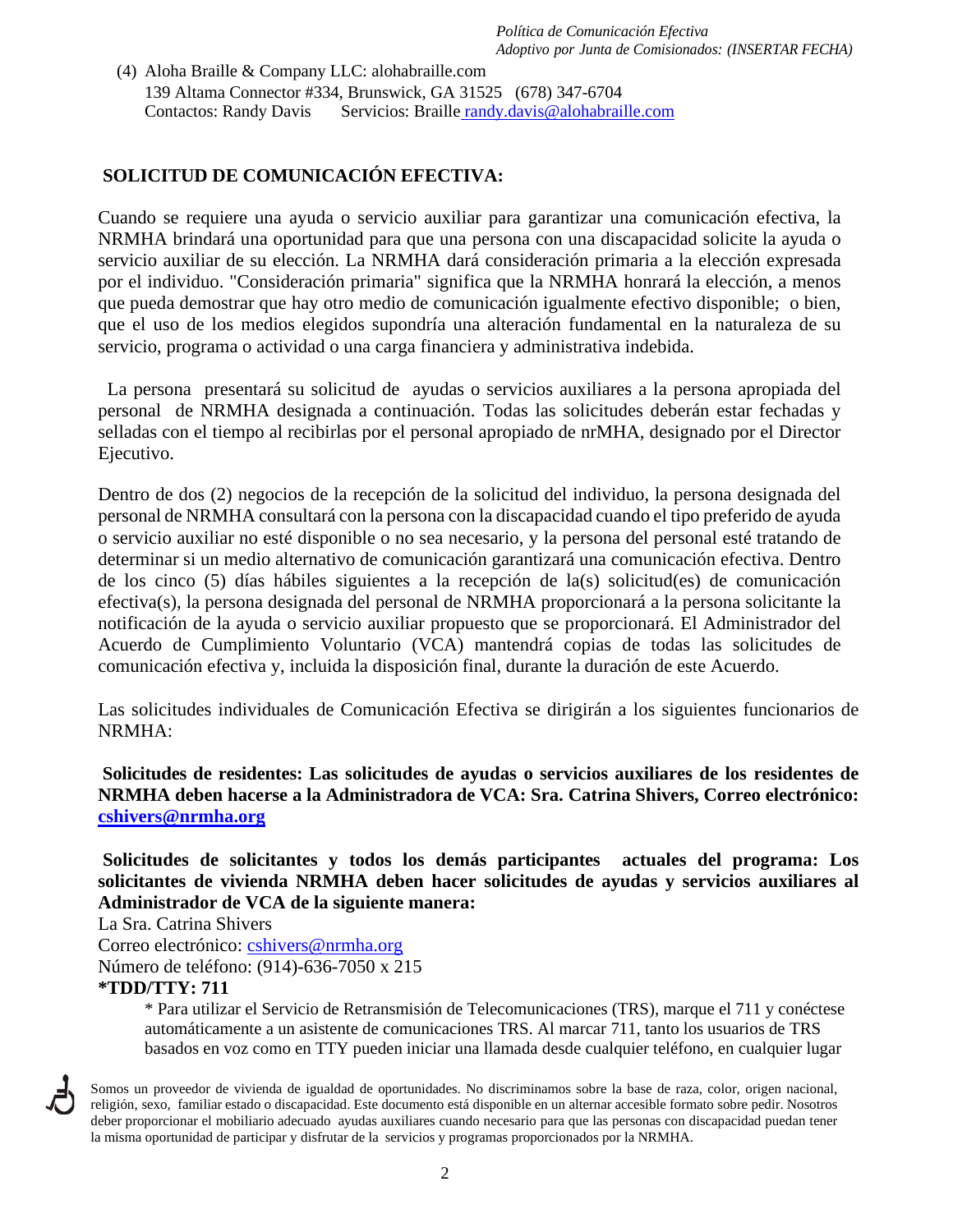(4) Aloha Braille & Company LLC: alohabraille.com
139 Altama Connector #334, Brunswick, GA 31525 (678) 347-6704
Contactos: Randy Davis Servicios: Braille randy.davis@alohabraille.com

## SOLICITUD DE COMUNICACIÓN EFECTIVA:

Cuando se requiere una ayuda o servicio auxiliar para garantizar una comunicación efectiva, la NRMHA brindará una oportunidad para que una persona con una discapacidad solicite la ayuda o servicio auxiliar de su elección. La NRMHA dará consideración primaria a la elección expresada por el individuo. "Consideración primaria" significa que la NRMHA honrará la elección, a menos que pueda demostrar que hay otro medio de comunicación igualmente efectivo disponible; o bien, que el uso de los medios elegidos supondría una alteración fundamental en la naturaleza de su servicio, programa o actividad o una carga financiera y administrativa indebida.

La persona presentará su solicitud de ayudas o servicios auxiliares a la persona apropiada del personal de NRMHA designada a continuación. Todas las solicitudes deberán estar fechadas y selladas con el tiempo al recibirlas por el personal apropiado de nrMHA, designado por el Director Ejecutivo.

Dentro de dos (2) negocios de la recepción de la solicitud del individuo, la persona designada del personal de NRMHA consultará con la persona con la discapacidad cuando el tipo preferido de ayuda o servicio auxiliar no esté disponible o no sea necesario, y la persona del personal esté tratando de determinar si un medio alternativo de comunicación garantizará una comunicación efectiva. Dentro de los cinco (5) días hábiles siguientes a la recepción de la(s) solicitud(es) de comunicación efectiva(s), la persona designada del personal de NRMHA proporcionará a la persona solicitante la notificación de la ayuda o servicio auxiliar propuesto que se proporcionará. El Administrador del Acuerdo de Cumplimiento Voluntario (VCA) mantendrá copias de todas las solicitudes de comunicación efectiva y, incluida la disposición final, durante la duración de este Acuerdo.

Las solicitudes individuales de Comunicación Efectiva se dirigirán a los siguientes funcionarios de NRMHA:

**Solicitudes de residentes: Las solicitudes de ayudas o servicios auxiliares de los residentes de NRMHA deben hacerse a la Administradora de VCA: Sra. Catrina Shivers, Correo electrónico: cshivers@nrmha.org**

**Solicitudes de solicitantes y todos los demás participantes actuales del programa: Los solicitantes de vivienda NRMHA deben hacer solicitudes de ayudas y servicios auxiliares al Administrador de VCA de la siguiente manera:**

La Sra. Catrina Shivers
Correo electrónico: cshivers@nrmha.org
Número de teléfono: (914)-636-7050 x 215
**\*TDD/TTY: 711**

\* Para utilizar el Servicio de Retransmisión de Telecomunicaciones (TRS), marque el 711 y conéctese automáticamente a un asistente de comunicaciones TRS. Al marcar 711, tanto los usuarios de TRS basados en voz como en TTY pueden iniciar una llamada desde cualquier teléfono, en cualquier lugar

Somos un proveedor de vivienda de igualdad de oportunidades. No discriminamos sobre la base de raza, color, origen nacional, religión, sexo, familiar estado o discapacidad. Este documento está disponible en un alternar accesible formato sobre pedir. Nosotros deber proporcionar el mobiliario adecuado ayudas auxiliares cuando necesario para que las personas con discapacidad puedan tener la misma oportunidad de participar y disfrutar de la servicios y programas proporcionados por la NRMHA.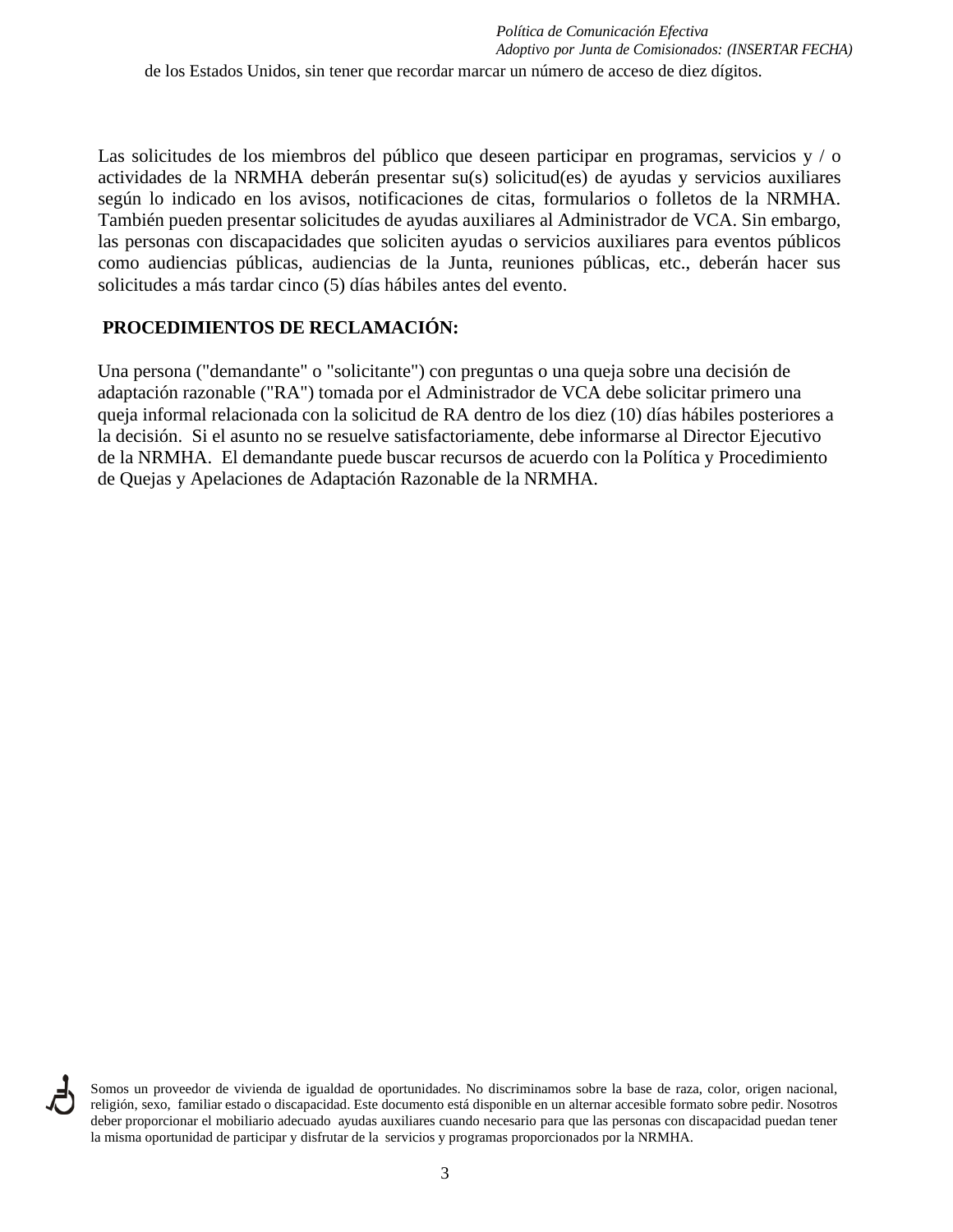de los Estados Unidos, sin tener que recordar marcar un número de acceso de diez dígitos.

Las solicitudes de los miembros del público que deseen participar en programas, servicios y / o actividades de la NRMHA deberán presentar su(s) solicitud(es) de ayudas y servicios auxiliares según lo indicado en los avisos, notificaciones de citas, formularios o folletos de la NRMHA. También pueden presentar solicitudes de ayudas auxiliares al Administrador de VCA. Sin embargo, las personas con discapacidades que soliciten ayudas o servicios auxiliares para eventos públicos como audiencias públicas, audiencias de la Junta, reuniones públicas, etc., deberán hacer sus solicitudes a más tardar cinco (5) días hábiles antes del evento.

**PROCEDIMIENTOS DE RECLAMACIÓN:**

Una persona ("demandante" o "solicitante") con preguntas o una queja sobre una decisión de adaptación razonable ("RA") tomada por el Administrador de VCA debe solicitar primero una queja informal relacionada con la solicitud de RA dentro de los diez (10) días hábiles posteriores a la decisión. Si el asunto no se resuelve satisfactoriamente, debe informarse al Director Ejecutivo de la NRMHA. El demandante puede buscar recursos de acuerdo con la Política y Procedimiento de Quejas y Apelaciones de Adaptación Razonable de la NRMHA.

Somos un proveedor de vivienda de igualdad de oportunidades. No discriminamos sobre la base de raza, color, origen nacional, religión, sexo, familiar estado o discapacidad. Este documento está disponible en un alternar accesible formato sobre pedir. Nosotros deber proporcionar el mobiliario adecuado ayudas auxiliares cuando necesario para que las personas con discapacidad puedan tener la misma oportunidad de participar y disfrutar de la servicios y programas proporcionados por la NRMHA.